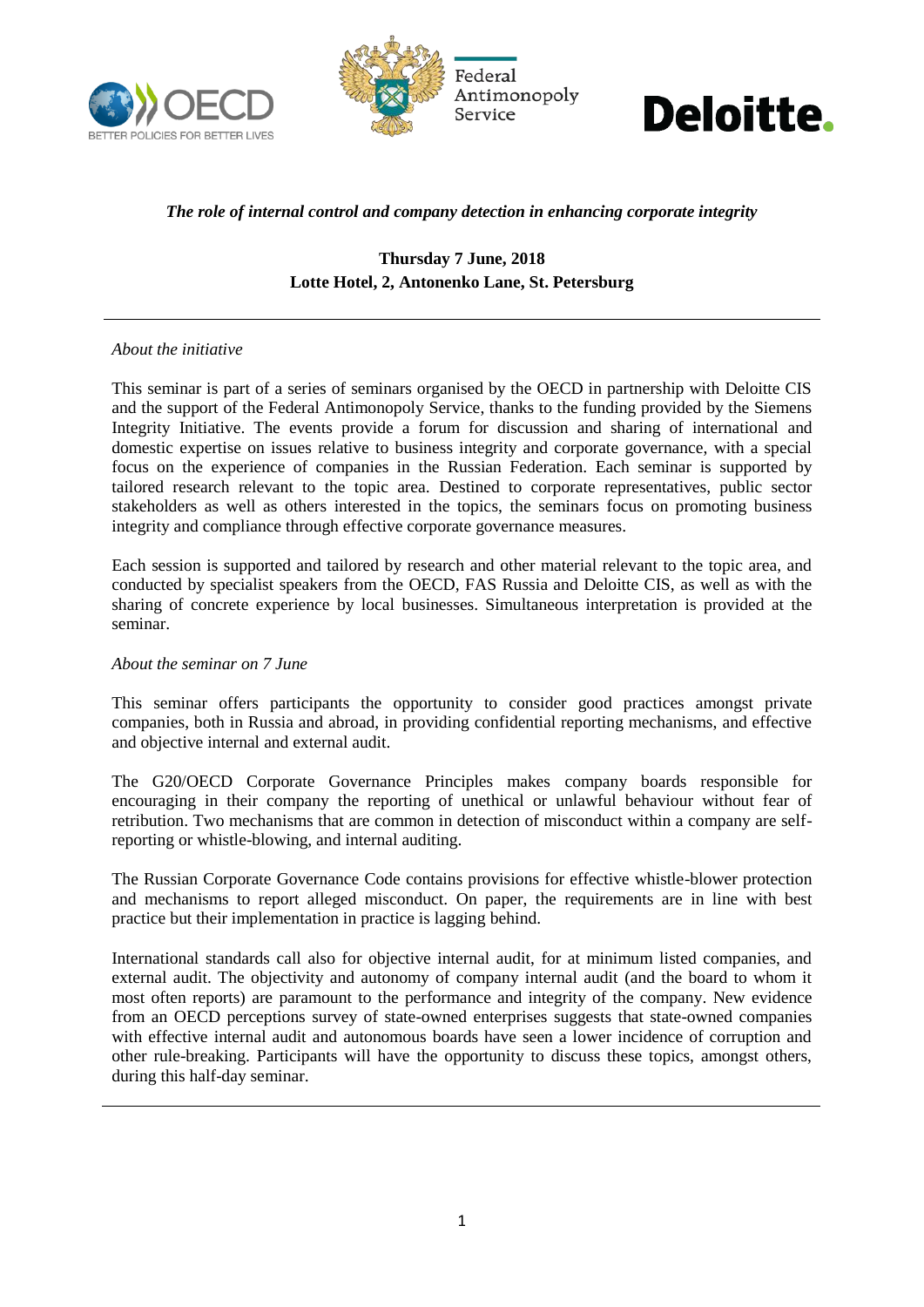Federal Antimonopoly Service

***The role of internal control and company detection in enhancing corporate integrity***

**Thursday 7 June, 2018**
**Lotte Hotel, 2, Antonenko Lane, St. Petersburg**

---

*About the initiative*

This seminar is part of a series of seminars organised by the OECD in partnership with Deloitte CIS and the support of the Federal Antimonopoly Service, thanks to the funding provided by the Siemens Integrity Initiative. The events provide a forum for discussion and sharing of international and domestic expertise on issues relative to business integrity and corporate governance, with a special focus on the experience of companies in the Russian Federation. Each seminar is supported by tailored research relevant to the topic area. Destined to corporate representatives, public sector stakeholders as well as others interested in the topics, the seminars focus on promoting business integrity and compliance through effective corporate governance measures.

Each session is supported and tailored by research and other material relevant to the topic area, and conducted by specialist speakers from the OECD, FAS Russia and Deloitte CIS, as well as with the sharing of concrete experience by local businesses. Simultaneous interpretation is provided at the seminar.

*About the seminar on 7 June*

This seminar offers participants the opportunity to consider good practices amongst private companies, both in Russia and abroad, in providing confidential reporting mechanisms, and effective and objective internal and external audit.

The G20/OECD Corporate Governance Principles makes company boards responsible for encouraging in their company the reporting of unethical or unlawful behaviour without fear of retribution. Two mechanisms that are common in detection of misconduct within a company are self-reporting or whistle-blowing, and internal auditing.

The Russian Corporate Governance Code contains provisions for effective whistle-blower protection and mechanisms to report alleged misconduct. On paper, the requirements are in line with best practice but their implementation in practice is lagging behind.

International standards call also for objective internal audit, for at minimum listed companies, and external audit. The objectivity and autonomy of company internal audit (and the board to whom it most often reports) are paramount to the performance and integrity of the company. New evidence from an OECD perceptions survey of state-owned enterprises suggests that state-owned companies with effective internal audit and autonomous boards have seen a lower incidence of corruption and other rule-breaking. Participants will have the opportunity to discuss these topics, amongst others, during this half-day seminar.

---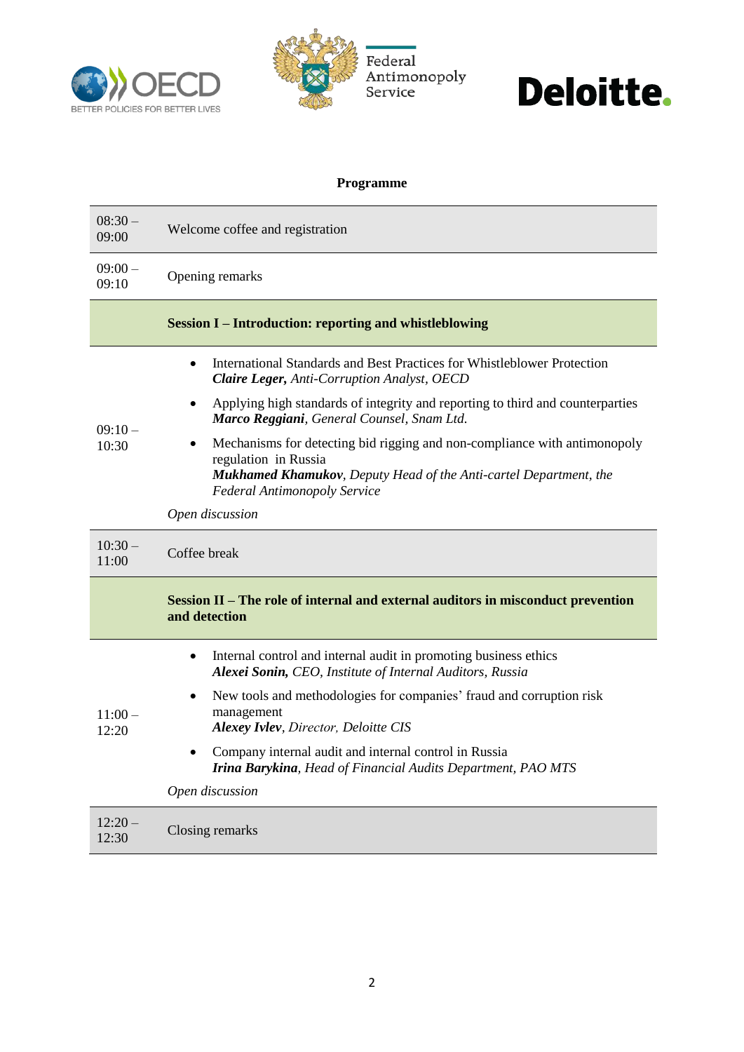Federal Antimonopoly Service

**Programme**

| | |
|---|---|
| 08:30 – 09:00 | Welcome coffee and registration |
| 09:00 – 09:10 | Opening remarks |
| | **Session I – Introduction: reporting and whistleblowing** |
| 09:10 – 10:30 | • International Standards and Best Practices for Whistleblower Protection<br>***Claire Leger,*** *Anti-Corruption Analyst, OECD*<br>• Applying high standards of integrity and reporting to third and counterparties<br>***Marco Reggiani****, General Counsel, Snam Ltd.*<br>• Mechanisms for detecting bid rigging and non-compliance with antimonopoly regulation in Russia<br>***Mukhamed Khamukov****, Deputy Head of the Anti-cartel Department, the Federal Antimonopoly Service*<br>*Open discussion* |
| 10:30 – 11:00 | Coffee break |
| | **Session II – The role of internal and external auditors in misconduct prevention and detection** |
| 11:00 – 12:20 | • Internal control and internal audit in promoting business ethics<br>***Alexei Sonin,*** *CEO, Institute of Internal Auditors, Russia*<br>• New tools and methodologies for companies' fraud and corruption risk management<br>***Alexey Ivlev****, Director, Deloitte CIS*<br>• Company internal audit and internal control in Russia<br>***Irina Barykina****, Head of Financial Audits Department, PAO MTS*<br>*Open discussion* |
| 12:20 – 12:30 | Closing remarks |